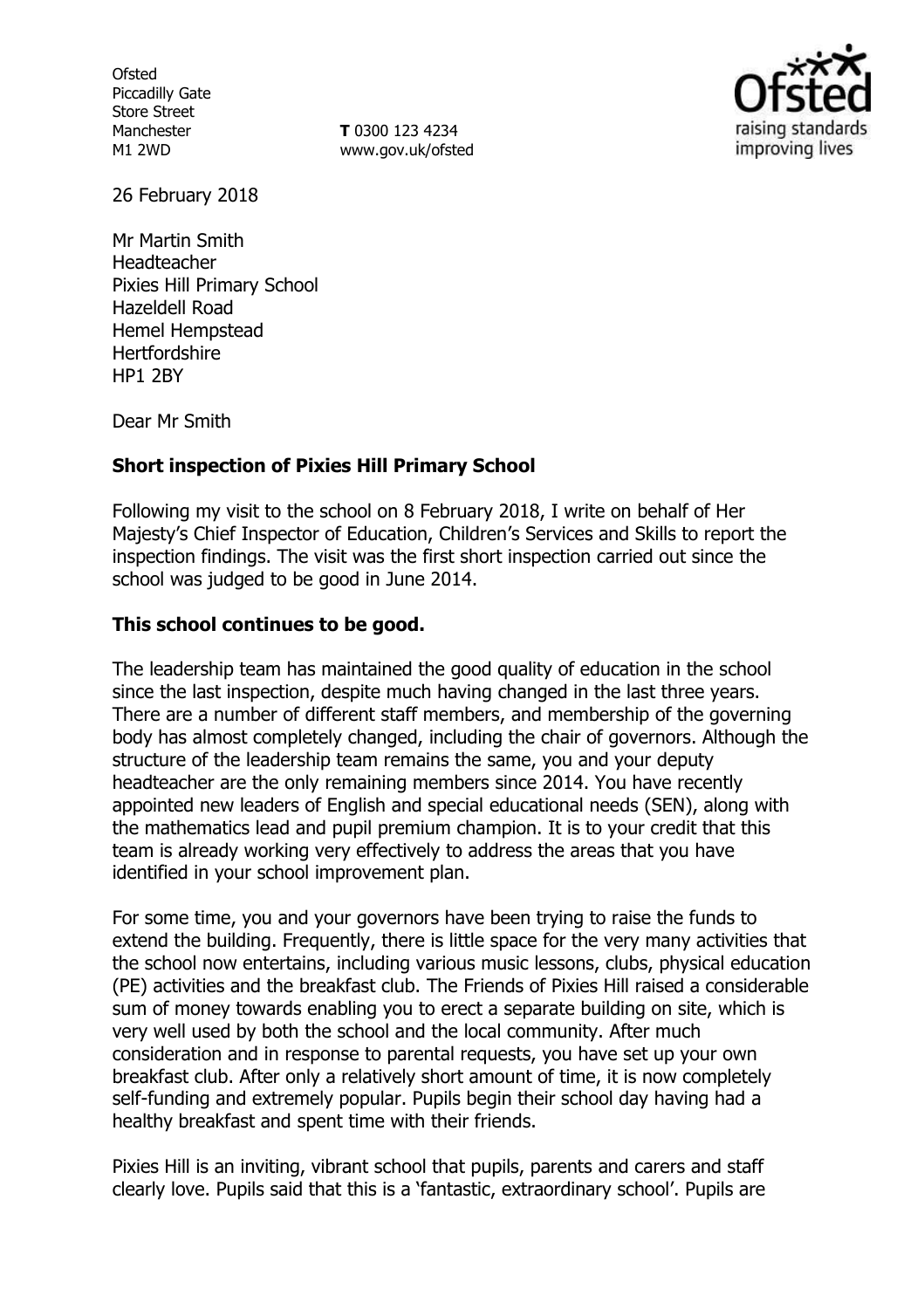Ofsted
Piccadilly Gate
Store Street
Manchester
M1 2WD

**T** 0300 123 4234
www.gov.uk/ofsted

26 February 2018

Mr Martin Smith
Headteacher
Pixies Hill Primary School
Hazeldell Road
Hemel Hempstead
Hertfordshire
HP1 2BY

Dear Mr Smith

**Short inspection of Pixies Hill Primary School**

Following my visit to the school on 8 February 2018, I write on behalf of Her Majesty's Chief Inspector of Education, Children's Services and Skills to report the inspection findings. The visit was the first short inspection carried out since the school was judged to be good in June 2014.

**This school continues to be good.**

The leadership team has maintained the good quality of education in the school since the last inspection, despite much having changed in the last three years. There are a number of different staff members, and membership of the governing body has almost completely changed, including the chair of governors. Although the structure of the leadership team remains the same, you and your deputy headteacher are the only remaining members since 2014. You have recently appointed new leaders of English and special educational needs (SEN), along with the mathematics lead and pupil premium champion. It is to your credit that this team is already working very effectively to address the areas that you have identified in your school improvement plan.

For some time, you and your governors have been trying to raise the funds to extend the building. Frequently, there is little space for the very many activities that the school now entertains, including various music lessons, clubs, physical education (PE) activities and the breakfast club. The Friends of Pixies Hill raised a considerable sum of money towards enabling you to erect a separate building on site, which is very well used by both the school and the local community. After much consideration and in response to parental requests, you have set up your own breakfast club. After only a relatively short amount of time, it is now completely self-funding and extremely popular. Pupils begin their school day having had a healthy breakfast and spent time with their friends.

Pixies Hill is an inviting, vibrant school that pupils, parents and carers and staff clearly love. Pupils said that this is a 'fantastic, extraordinary school'. Pupils are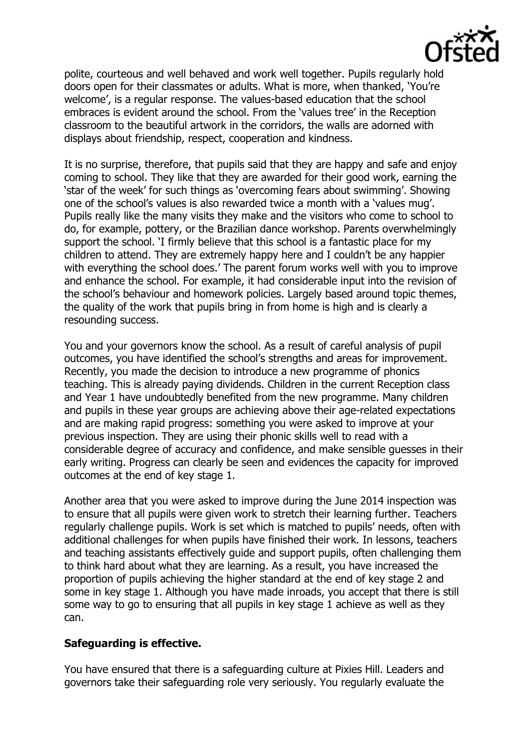polite, courteous and well behaved and work well together. Pupils regularly hold doors open for their classmates or adults. What is more, when thanked, 'You're welcome', is a regular response. The values-based education that the school embraces is evident around the school. From the 'values tree' in the Reception classroom to the beautiful artwork in the corridors, the walls are adorned with displays about friendship, respect, cooperation and kindness.

It is no surprise, therefore, that pupils said that they are happy and safe and enjoy coming to school. They like that they are awarded for their good work, earning the 'star of the week' for such things as 'overcoming fears about swimming'. Showing one of the school's values is also rewarded twice a month with a 'values mug'. Pupils really like the many visits they make and the visitors who come to school to do, for example, pottery, or the Brazilian dance workshop. Parents overwhelmingly support the school. 'I firmly believe that this school is a fantastic place for my children to attend. They are extremely happy here and I couldn't be any happier with everything the school does.' The parent forum works well with you to improve and enhance the school. For example, it had considerable input into the revision of the school's behaviour and homework policies. Largely based around topic themes, the quality of the work that pupils bring in from home is high and is clearly a resounding success.

You and your governors know the school. As a result of careful analysis of pupil outcomes, you have identified the school's strengths and areas for improvement. Recently, you made the decision to introduce a new programme of phonics teaching. This is already paying dividends. Children in the current Reception class and Year 1 have undoubtedly benefited from the new programme. Many children and pupils in these year groups are achieving above their age-related expectations and are making rapid progress: something you were asked to improve at your previous inspection. They are using their phonic skills well to read with a considerable degree of accuracy and confidence, and make sensible guesses in their early writing. Progress can clearly be seen and evidences the capacity for improved outcomes at the end of key stage 1.

Another area that you were asked to improve during the June 2014 inspection was to ensure that all pupils were given work to stretch their learning further. Teachers regularly challenge pupils. Work is set which is matched to pupils' needs, often with additional challenges for when pupils have finished their work. In lessons, teachers and teaching assistants effectively guide and support pupils, often challenging them to think hard about what they are learning. As a result, you have increased the proportion of pupils achieving the higher standard at the end of key stage 2 and some in key stage 1. Although you have made inroads, you accept that there is still some way to go to ensuring that all pupils in key stage 1 achieve as well as they can.

**Safeguarding is effective.**

You have ensured that there is a safeguarding culture at Pixies Hill. Leaders and governors take their safeguarding role very seriously. You regularly evaluate the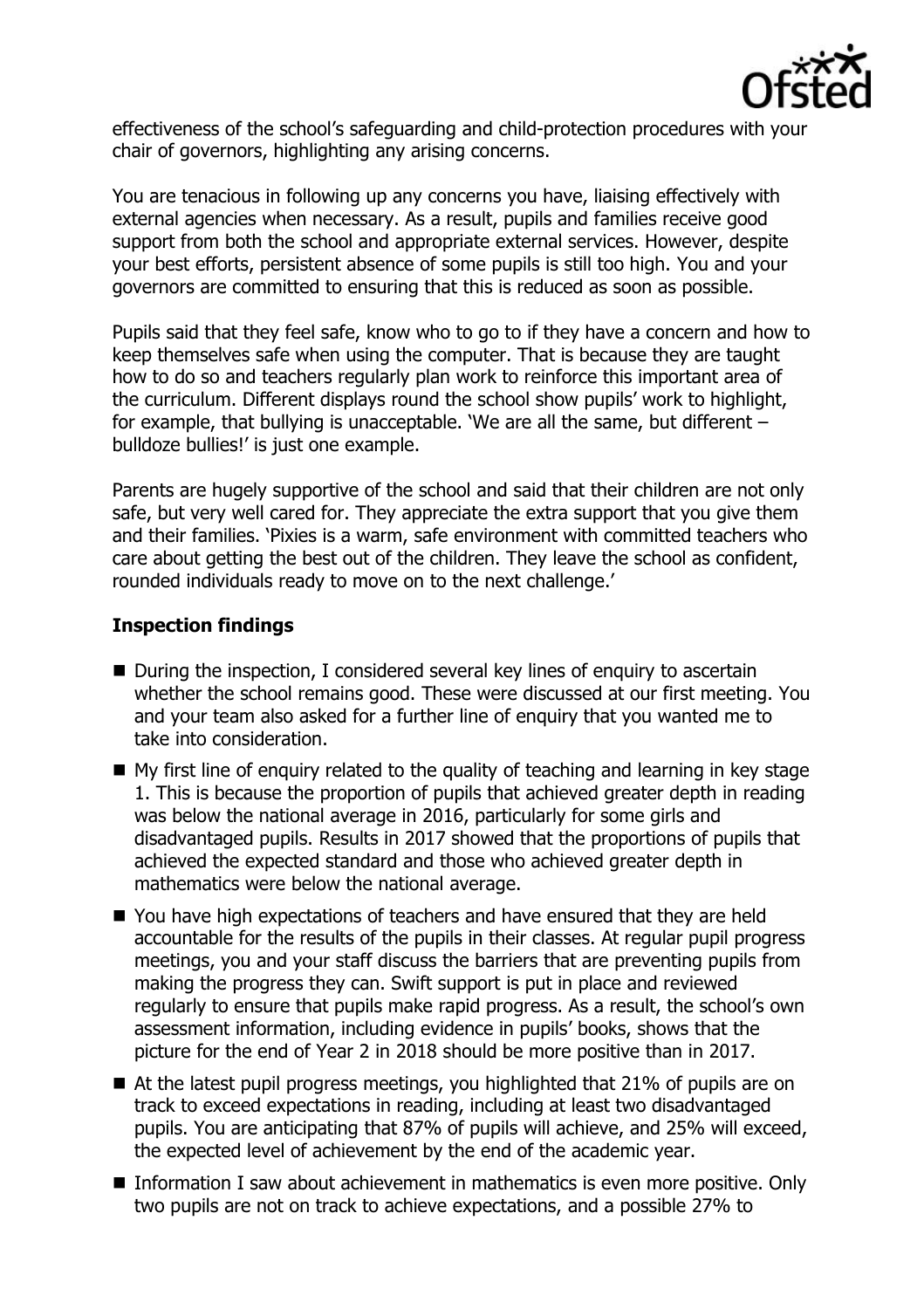effectiveness of the school's safeguarding and child-protection procedures with your chair of governors, highlighting any arising concerns.

You are tenacious in following up any concerns you have, liaising effectively with external agencies when necessary. As a result, pupils and families receive good support from both the school and appropriate external services. However, despite your best efforts, persistent absence of some pupils is still too high. You and your governors are committed to ensuring that this is reduced as soon as possible.

Pupils said that they feel safe, know who to go to if they have a concern and how to keep themselves safe when using the computer. That is because they are taught how to do so and teachers regularly plan work to reinforce this important area of the curriculum. Different displays round the school show pupils' work to highlight, for example, that bullying is unacceptable. 'We are all the same, but different – bulldoze bullies!' is just one example.

Parents are hugely supportive of the school and said that their children are not only safe, but very well cared for. They appreciate the extra support that you give them and their families. 'Pixies is a warm, safe environment with committed teachers who care about getting the best out of the children. They leave the school as confident, rounded individuals ready to move on to the next challenge.'

## Inspection findings

- During the inspection, I considered several key lines of enquiry to ascertain whether the school remains good. These were discussed at our first meeting. You and your team also asked for a further line of enquiry that you wanted me to take into consideration.
- My first line of enquiry related to the quality of teaching and learning in key stage 1. This is because the proportion of pupils that achieved greater depth in reading was below the national average in 2016, particularly for some girls and disadvantaged pupils. Results in 2017 showed that the proportions of pupils that achieved the expected standard and those who achieved greater depth in mathematics were below the national average.
- You have high expectations of teachers and have ensured that they are held accountable for the results of the pupils in their classes. At regular pupil progress meetings, you and your staff discuss the barriers that are preventing pupils from making the progress they can. Swift support is put in place and reviewed regularly to ensure that pupils make rapid progress. As a result, the school's own assessment information, including evidence in pupils' books, shows that the picture for the end of Year 2 in 2018 should be more positive than in 2017.
- At the latest pupil progress meetings, you highlighted that 21% of pupils are on track to exceed expectations in reading, including at least two disadvantaged pupils. You are anticipating that 87% of pupils will achieve, and 25% will exceed, the expected level of achievement by the end of the academic year.
- Information I saw about achievement in mathematics is even more positive. Only two pupils are not on track to achieve expectations, and a possible 27% to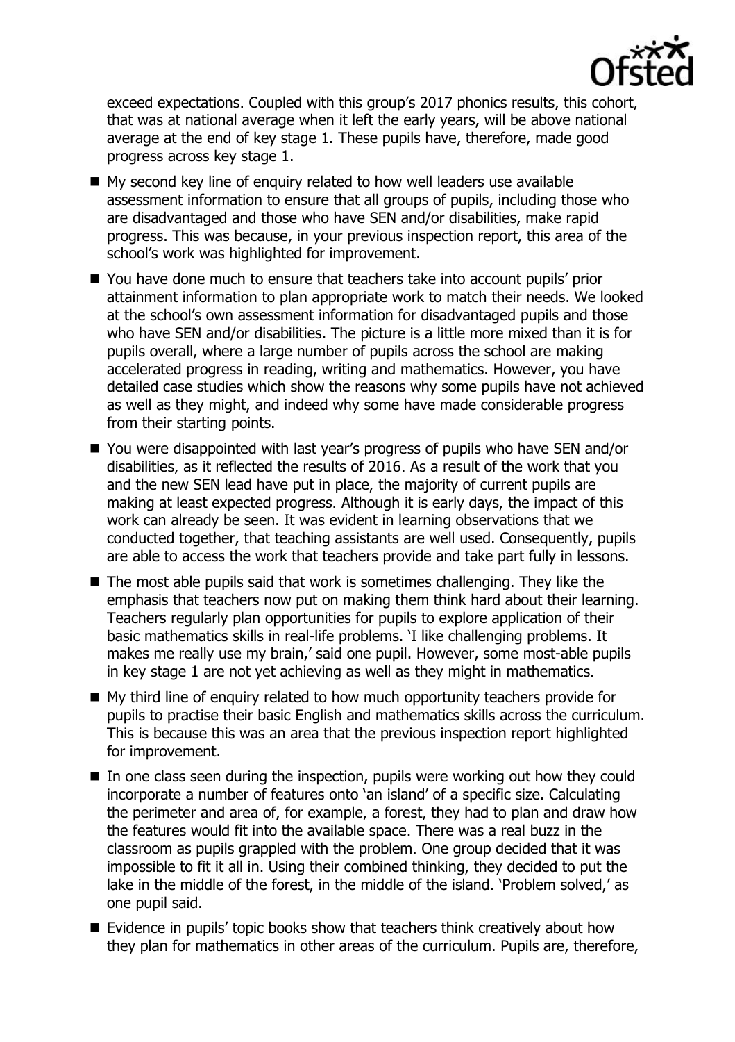exceed expectations. Coupled with this group's 2017 phonics results, this cohort, that was at national average when it left the early years, will be above national average at the end of key stage 1. These pupils have, therefore, made good progress across key stage 1.

- My second key line of enquiry related to how well leaders use available assessment information to ensure that all groups of pupils, including those who are disadvantaged and those who have SEN and/or disabilities, make rapid progress. This was because, in your previous inspection report, this area of the school's work was highlighted for improvement.
- You have done much to ensure that teachers take into account pupils' prior attainment information to plan appropriate work to match their needs. We looked at the school's own assessment information for disadvantaged pupils and those who have SEN and/or disabilities. The picture is a little more mixed than it is for pupils overall, where a large number of pupils across the school are making accelerated progress in reading, writing and mathematics. However, you have detailed case studies which show the reasons why some pupils have not achieved as well as they might, and indeed why some have made considerable progress from their starting points.
- You were disappointed with last year's progress of pupils who have SEN and/or disabilities, as it reflected the results of 2016. As a result of the work that you and the new SEN lead have put in place, the majority of current pupils are making at least expected progress. Although it is early days, the impact of this work can already be seen. It was evident in learning observations that we conducted together, that teaching assistants are well used. Consequently, pupils are able to access the work that teachers provide and take part fully in lessons.
- The most able pupils said that work is sometimes challenging. They like the emphasis that teachers now put on making them think hard about their learning. Teachers regularly plan opportunities for pupils to explore application of their basic mathematics skills in real-life problems. 'I like challenging problems. It makes me really use my brain,' said one pupil. However, some most-able pupils in key stage 1 are not yet achieving as well as they might in mathematics.
- My third line of enquiry related to how much opportunity teachers provide for pupils to practise their basic English and mathematics skills across the curriculum. This is because this was an area that the previous inspection report highlighted for improvement.
- In one class seen during the inspection, pupils were working out how they could incorporate a number of features onto 'an island' of a specific size. Calculating the perimeter and area of, for example, a forest, they had to plan and draw how the features would fit into the available space. There was a real buzz in the classroom as pupils grappled with the problem. One group decided that it was impossible to fit it all in. Using their combined thinking, they decided to put the lake in the middle of the forest, in the middle of the island. 'Problem solved,' as one pupil said.
- Evidence in pupils' topic books show that teachers think creatively about how they plan for mathematics in other areas of the curriculum. Pupils are, therefore,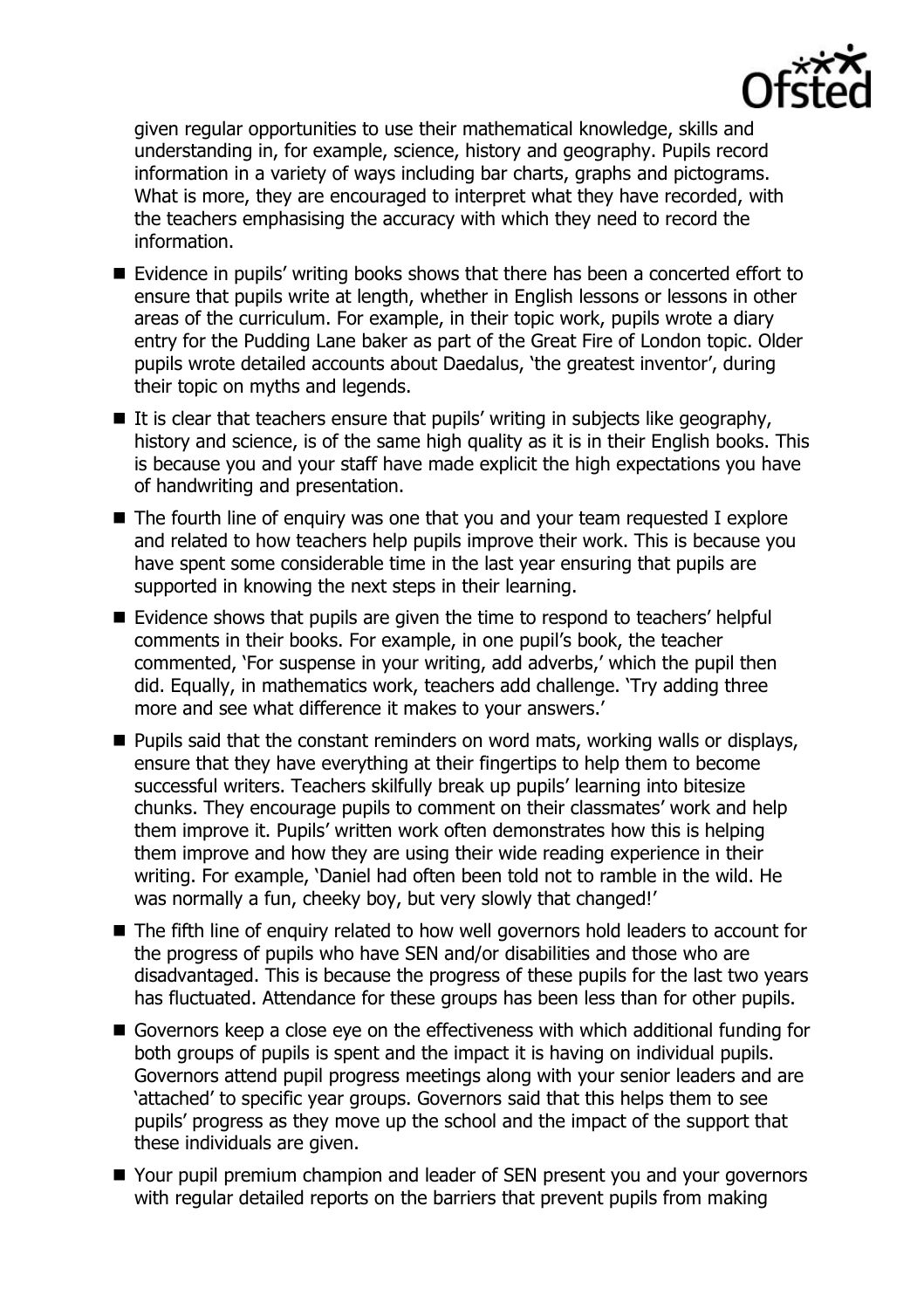given regular opportunities to use their mathematical knowledge, skills and understanding in, for example, science, history and geography. Pupils record information in a variety of ways including bar charts, graphs and pictograms. What is more, they are encouraged to interpret what they have recorded, with the teachers emphasising the accuracy with which they need to record the information.

- Evidence in pupils' writing books shows that there has been a concerted effort to ensure that pupils write at length, whether in English lessons or lessons in other areas of the curriculum. For example, in their topic work, pupils wrote a diary entry for the Pudding Lane baker as part of the Great Fire of London topic. Older pupils wrote detailed accounts about Daedalus, 'the greatest inventor', during their topic on myths and legends.
- It is clear that teachers ensure that pupils' writing in subjects like geography, history and science, is of the same high quality as it is in their English books. This is because you and your staff have made explicit the high expectations you have of handwriting and presentation.
- The fourth line of enquiry was one that you and your team requested I explore and related to how teachers help pupils improve their work. This is because you have spent some considerable time in the last year ensuring that pupils are supported in knowing the next steps in their learning.
- Evidence shows that pupils are given the time to respond to teachers' helpful comments in their books. For example, in one pupil's book, the teacher commented, 'For suspense in your writing, add adverbs,' which the pupil then did. Equally, in mathematics work, teachers add challenge. 'Try adding three more and see what difference it makes to your answers.'
- Pupils said that the constant reminders on word mats, working walls or displays, ensure that they have everything at their fingertips to help them to become successful writers. Teachers skilfully break up pupils' learning into bitesize chunks. They encourage pupils to comment on their classmates' work and help them improve it. Pupils' written work often demonstrates how this is helping them improve and how they are using their wide reading experience in their writing. For example, 'Daniel had often been told not to ramble in the wild. He was normally a fun, cheeky boy, but very slowly that changed!'
- The fifth line of enquiry related to how well governors hold leaders to account for the progress of pupils who have SEN and/or disabilities and those who are disadvantaged. This is because the progress of these pupils for the last two years has fluctuated. Attendance for these groups has been less than for other pupils.
- Governors keep a close eye on the effectiveness with which additional funding for both groups of pupils is spent and the impact it is having on individual pupils. Governors attend pupil progress meetings along with your senior leaders and are 'attached' to specific year groups. Governors said that this helps them to see pupils' progress as they move up the school and the impact of the support that these individuals are given.
- Your pupil premium champion and leader of SEN present you and your governors with regular detailed reports on the barriers that prevent pupils from making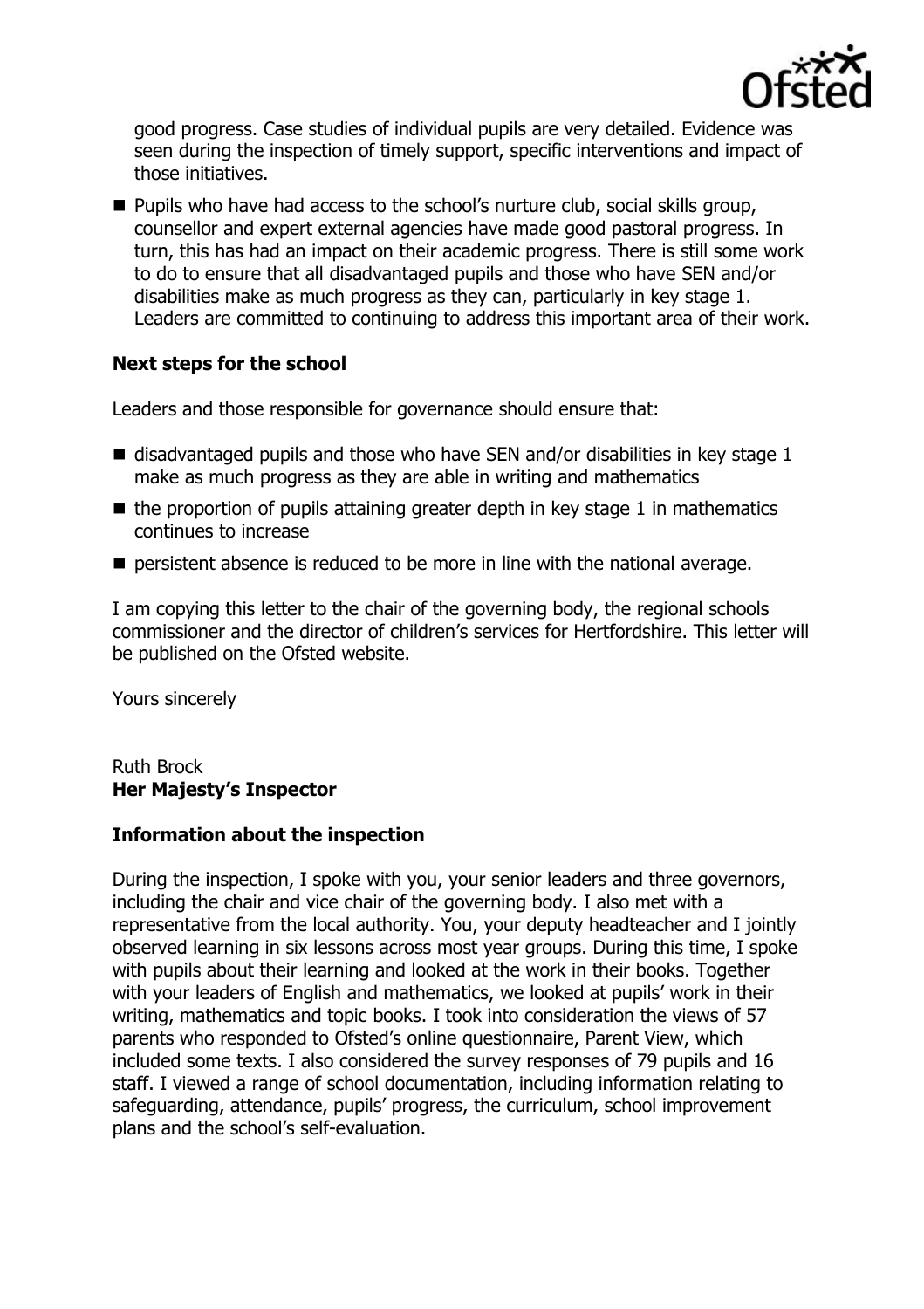good progress. Case studies of individual pupils are very detailed. Evidence was seen during the inspection of timely support, specific interventions and impact of those initiatives.

- Pupils who have had access to the school's nurture club, social skills group, counsellor and expert external agencies have made good pastoral progress. In turn, this has had an impact on their academic progress. There is still some work to do to ensure that all disadvantaged pupils and those who have SEN and/or disabilities make as much progress as they can, particularly in key stage 1. Leaders are committed to continuing to address this important area of their work.

### Next steps for the school

Leaders and those responsible for governance should ensure that:

- disadvantaged pupils and those who have SEN and/or disabilities in key stage 1 make as much progress as they are able in writing and mathematics
- the proportion of pupils attaining greater depth in key stage 1 in mathematics continues to increase
- persistent absence is reduced to be more in line with the national average.

I am copying this letter to the chair of the governing body, the regional schools commissioner and the director of children's services for Hertfordshire. This letter will be published on the Ofsted website.

Yours sincerely

Ruth Brock
**Her Majesty's Inspector**

### Information about the inspection

During the inspection, I spoke with you, your senior leaders and three governors, including the chair and vice chair of the governing body. I also met with a representative from the local authority. You, your deputy headteacher and I jointly observed learning in six lessons across most year groups. During this time, I spoke with pupils about their learning and looked at the work in their books. Together with your leaders of English and mathematics, we looked at pupils' work in their writing, mathematics and topic books. I took into consideration the views of 57 parents who responded to Ofsted's online questionnaire, Parent View, which included some texts. I also considered the survey responses of 79 pupils and 16 staff. I viewed a range of school documentation, including information relating to safeguarding, attendance, pupils' progress, the curriculum, school improvement plans and the school's self-evaluation.